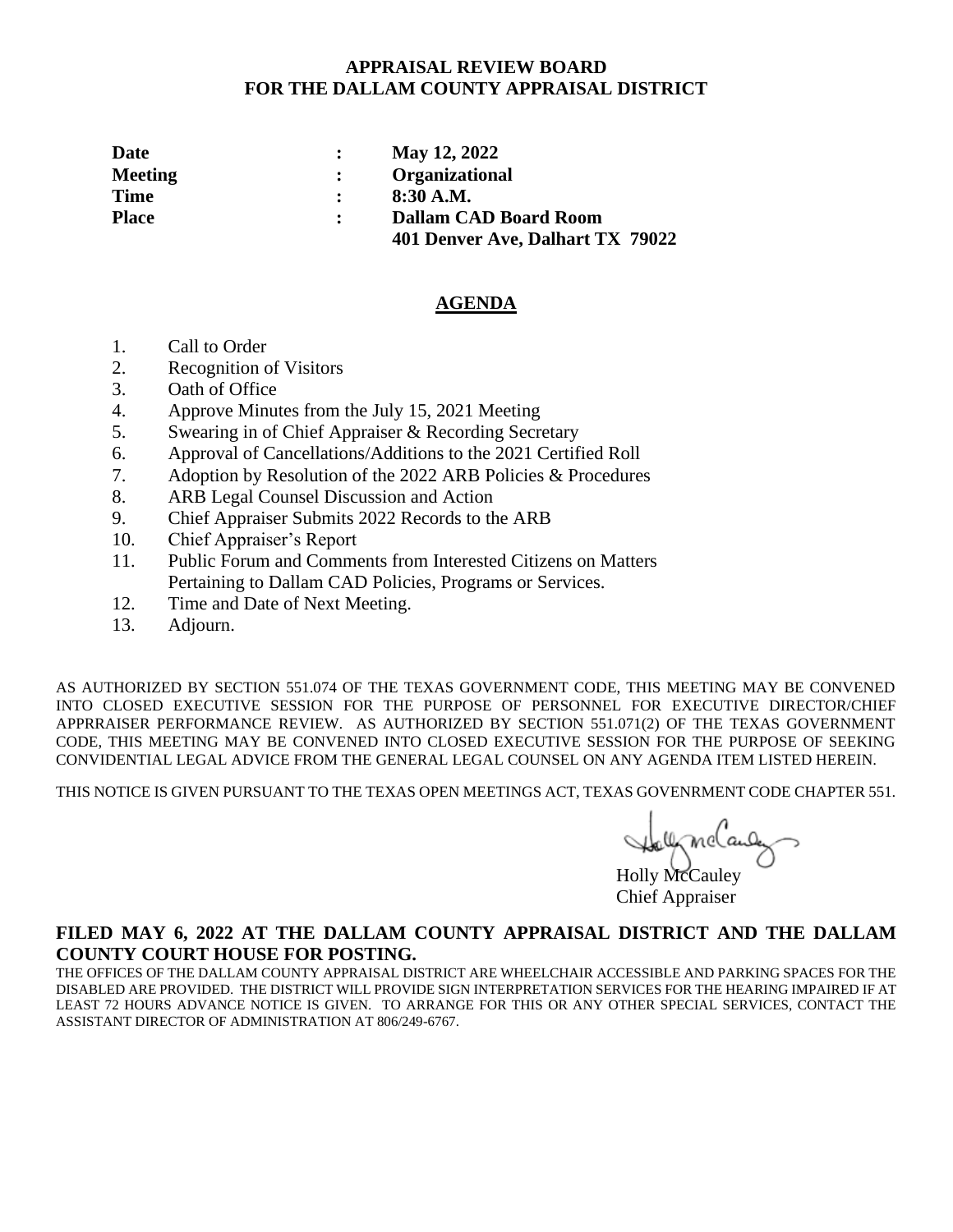**APPRAISAL REVIEW BOARD**
**FOR THE DALLAM COUNTY APPRAISAL DISTRICT**

| | | |
|---|---|---|
| **Date** | **:** | **May 12, 2022** |
| **Meeting** | **:** | **Organizational** |
| **Time** | **:** | **8:30 A.M.** |
| **Place** | **:** | **Dallam CAD Board Room** |
| | | **401 Denver Ave, Dalhart TX 79022** |

## AGENDA

1. Call to Order
2. Recognition of Visitors
3. Oath of Office
4. Approve Minutes from the July 15, 2021 Meeting
5. Swearing in of Chief Appraiser & Recording Secretary
6. Approval of Cancellations/Additions to the 2021 Certified Roll
7. Adoption by Resolution of the 2022 ARB Policies & Procedures
8. ARB Legal Counsel Discussion and Action
9. Chief Appraiser Submits 2022 Records to the ARB
10. Chief Appraiser's Report
11. Public Forum and Comments from Interested Citizens on Matters Pertaining to Dallam CAD Policies, Programs or Services.
12. Time and Date of Next Meeting.
13. Adjourn.

AS AUTHORIZED BY SECTION 551.074 OF THE TEXAS GOVERNMENT CODE, THIS MEETING MAY BE CONVENED INTO CLOSED EXECUTIVE SESSION FOR THE PURPOSE OF PERSONNEL FOR EXECUTIVE DIRECTOR/CHIEF APPRRAISER PERFORMANCE REVIEW. AS AUTHORIZED BY SECTION 551.071(2) OF THE TEXAS GOVERNMENT CODE, THIS MEETING MAY BE CONVENED INTO CLOSED EXECUTIVE SESSION FOR THE PURPOSE OF SEEKING CONVIDENTIAL LEGAL ADVICE FROM THE GENERAL LEGAL COUNSEL ON ANY AGENDA ITEM LISTED HEREIN.

THIS NOTICE IS GIVEN PURSUANT TO THE TEXAS OPEN MEETINGS ACT, TEXAS GOVENRMENT CODE CHAPTER 551.

Holly McCauley
Chief Appraiser

**FILED MAY 6, 2022 AT THE DALLAM COUNTY APPRAISAL DISTRICT AND THE DALLAM COUNTY COURT HOUSE FOR POSTING.**

THE OFFICES OF THE DALLAM COUNTY APPRAISAL DISTRICT ARE WHEELCHAIR ACCESSIBLE AND PARKING SPACES FOR THE DISABLED ARE PROVIDED. THE DISTRICT WILL PROVIDE SIGN INTERPRETATION SERVICES FOR THE HEARING IMPAIRED IF AT LEAST 72 HOURS ADVANCE NOTICE IS GIVEN. TO ARRANGE FOR THIS OR ANY OTHER SPECIAL SERVICES, CONTACT THE ASSISTANT DIRECTOR OF ADMINISTRATION AT 806/249-6767.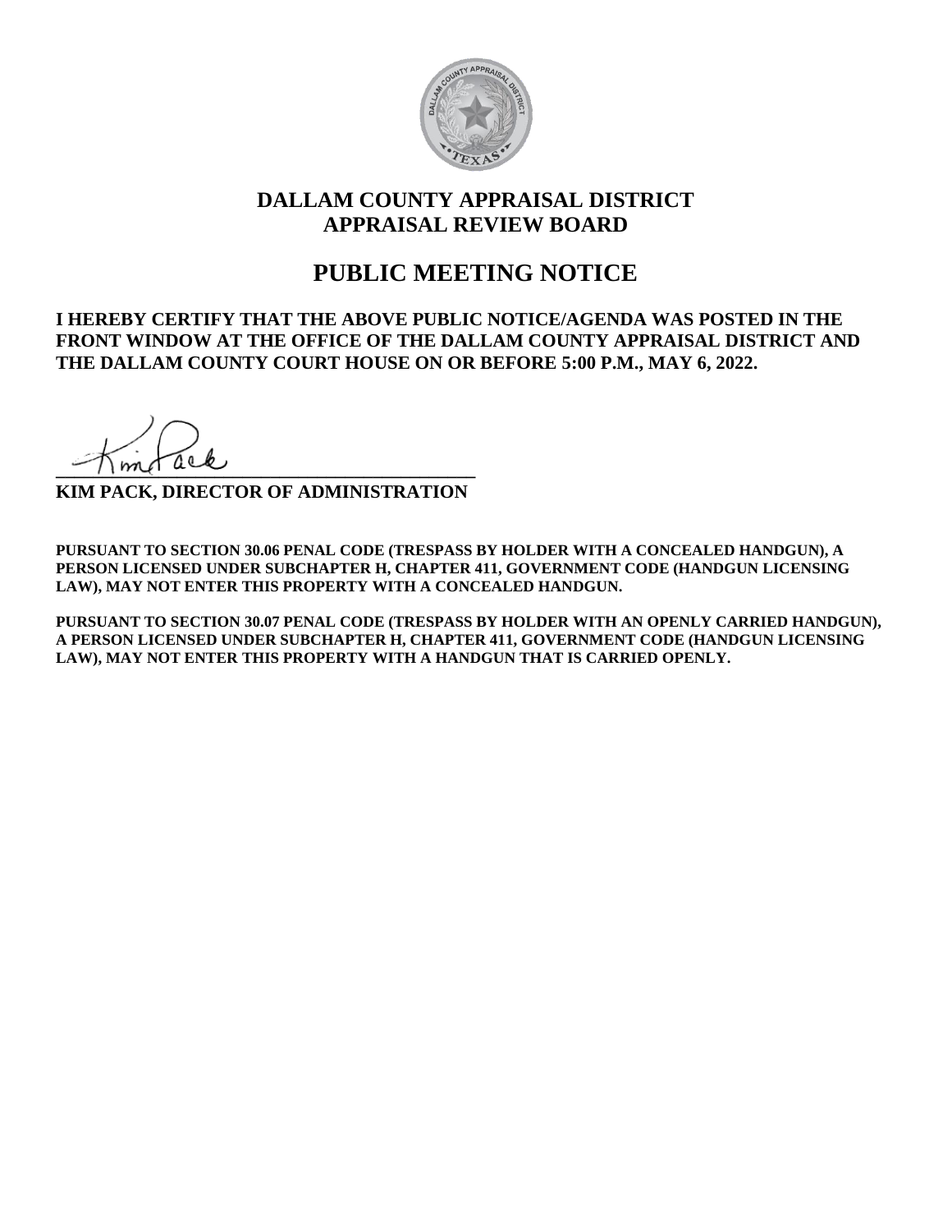# DALLAM COUNTY APPRAISAL DISTRICT
# APPRAISAL REVIEW BOARD

## PUBLIC MEETING NOTICE

**I HEREBY CERTIFY THAT THE ABOVE PUBLIC NOTICE/AGENDA WAS POSTED IN THE FRONT WINDOW AT THE OFFICE OF THE DALLAM COUNTY APPRAISAL DISTRICT AND THE DALLAM COUNTY COURT HOUSE ON OR BEFORE 5:00 P.M., MAY 6, 2022.**

Kim Pack

**KIM PACK, DIRECTOR OF ADMINISTRATION**

**PURSUANT TO SECTION 30.06 PENAL CODE (TRESPASS BY HOLDER WITH A CONCEALED HANDGUN), A PERSON LICENSED UNDER SUBCHAPTER H, CHAPTER 411, GOVERNMENT CODE (HANDGUN LICENSING LAW), MAY NOT ENTER THIS PROPERTY WITH A CONCEALED HANDGUN.**

**PURSUANT TO SECTION 30.07 PENAL CODE (TRESPASS BY HOLDER WITH AN OPENLY CARRIED HANDGUN), A PERSON LICENSED UNDER SUBCHAPTER H, CHAPTER 411, GOVERNMENT CODE (HANDGUN LICENSING LAW), MAY NOT ENTER THIS PROPERTY WITH A HANDGUN THAT IS CARRIED OPENLY.**